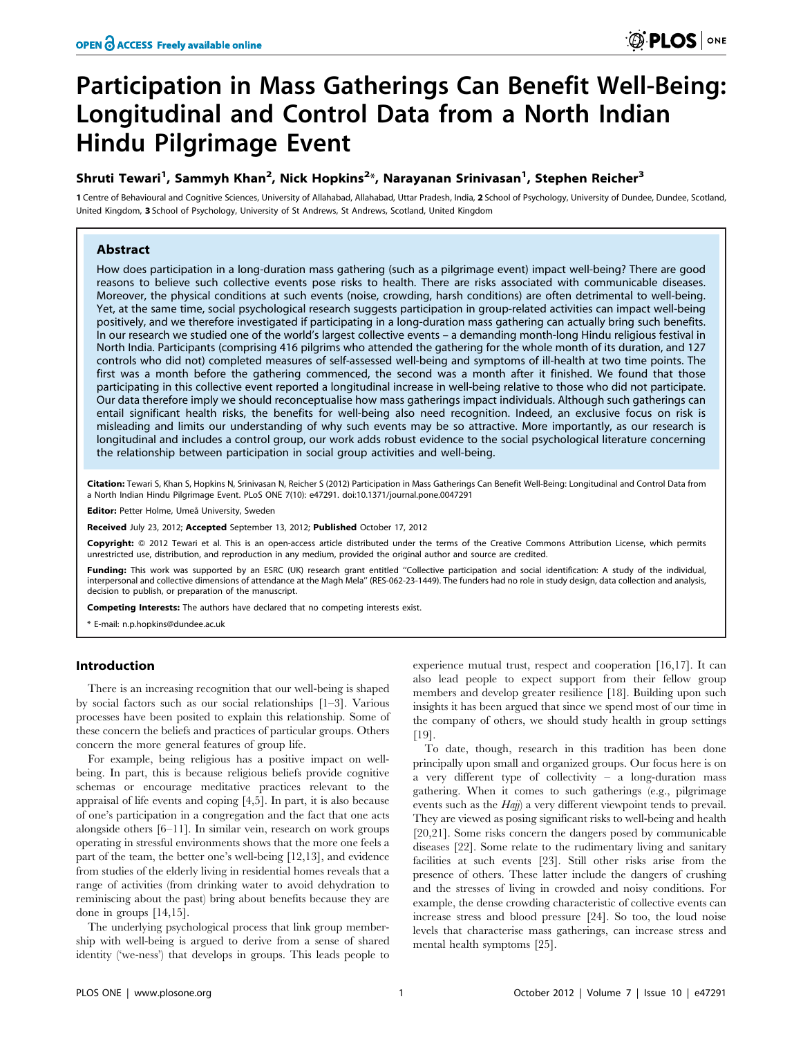# Participation in Mass Gatherings Can Benefit Well-Being: Longitudinal and Control Data from a North Indian Hindu Pilgrimage Event

**Shruti Tewari[1], Sammyh Khan[2], Nick Hopkins[2]*, Narayanan Srinivasan[1], Stephen Reicher[3]**

1 Centre of Behavioural and Cognitive Sciences, University of Allahabad, Allahabad, Uttar Pradesh, India, 2 School of Psychology, University of Dundee, Dundee, Scotland, United Kingdom, 3 School of Psychology, University of St Andrews, St Andrews, Scotland, United Kingdom

## Abstract

How does participation in a long-duration mass gathering (such as a pilgrimage event) impact well-being? There are good reasons to believe such collective events pose risks to health. There are risks associated with communicable diseases. Moreover, the physical conditions at such events (noise, crowding, harsh conditions) are often detrimental to well-being. Yet, at the same time, social psychological research suggests participation in group-related activities can impact well-being positively, and we therefore investigated if participating in a long-duration mass gathering can actually bring such benefits. In our research we studied one of the world's largest collective events – a demanding month-long Hindu religious festival in North India. Participants (comprising 416 pilgrims who attended the gathering for the whole month of its duration, and 127 controls who did not) completed measures of self-assessed well-being and symptoms of ill-health at two time points. The first was a month before the gathering commenced, the second was a month after it finished. We found that those participating in this collective event reported a longitudinal increase in well-being relative to those who did not participate. Our data therefore imply we should reconceptualise how mass gatherings impact individuals. Although such gatherings can entail significant health risks, the benefits for well-being also need recognition. Indeed, an exclusive focus on risk is misleading and limits our understanding of why such events may be so attractive. More importantly, as our research is longitudinal and includes a control group, our work adds robust evidence to the social psychological literature concerning the relationship between participation in social group activities and well-being.

**Citation:** Tewari S, Khan S, Hopkins N, Srinivasan N, Reicher S (2012) Participation in Mass Gatherings Can Benefit Well-Being: Longitudinal and Control Data from a North Indian Hindu Pilgrimage Event. PLoS ONE 7(10): e47291. doi:10.1371/journal.pone.0047291

**Editor:** Petter Holme, Umeå University, Sweden

**Received** July 23, 2012; **Accepted** September 13, 2012; **Published** October 17, 2012

**Copyright:** © 2012 Tewari et al. This is an open-access article distributed under the terms of the Creative Commons Attribution License, which permits unrestricted use, distribution, and reproduction in any medium, provided the original author and source are credited.

**Funding:** This work was supported by an ESRC (UK) research grant entitled "Collective participation and social identification: A study of the individual, interpersonal and collective dimensions of attendance at the Magh Mela" (RES-062-23-1449). The funders had no role in study design, data collection and analysis, decision to publish, or preparation of the manuscript.

**Competing Interests:** The authors have declared that no competing interests exist.

\* E-mail: n.p.hopkins@dundee.ac.uk

## Introduction

There is an increasing recognition that our well-being is shaped by social factors such as our social relationships [1–3]. Various processes have been posited to explain this relationship. Some of these concern the beliefs and practices of particular groups. Others concern the more general features of group life.

For example, being religious has a positive impact on well-being. In part, this is because religious beliefs provide cognitive schemas or encourage meditative practices relevant to the appraisal of life events and coping [4,5]. In part, it is also because of one's participation in a congregation and the fact that one acts alongside others [6–11]. In similar vein, research on work groups operating in stressful environments shows that the more one feels a part of the team, the better one's well-being [12,13], and evidence from studies of the elderly living in residential homes reveals that a range of activities (from drinking water to avoid dehydration to reminiscing about the past) bring about benefits because they are done in groups [14,15].

The underlying psychological process that link group membership with well-being is argued to derive from a sense of shared identity ('we-ness') that develops in groups. This leads people to experience mutual trust, respect and cooperation [16,17]. It can also lead people to expect support from their fellow group members and develop greater resilience [18]. Building upon such insights it has been argued that since we spend most of our time in the company of others, we should study health in group settings [19].

To date, though, research in this tradition has been done principally upon small and organized groups. Our focus here is on a very different type of collectivity – a long-duration mass gathering. When it comes to such gatherings (e.g., pilgrimage events such as the *Hajj*) a very different viewpoint tends to prevail. They are viewed as posing significant risks to well-being and health [20,21]. Some risks concern the dangers posed by communicable diseases [22]. Some relate to the rudimentary living and sanitary facilities at such events [23]. Still other risks arise from the presence of others. These latter include the dangers of crushing and the stresses of living in crowded and noisy conditions. For example, the dense crowding characteristic of collective events can increase stress and blood pressure [24]. So too, the loud noise levels that characterise mass gatherings, can increase stress and mental health symptoms [25].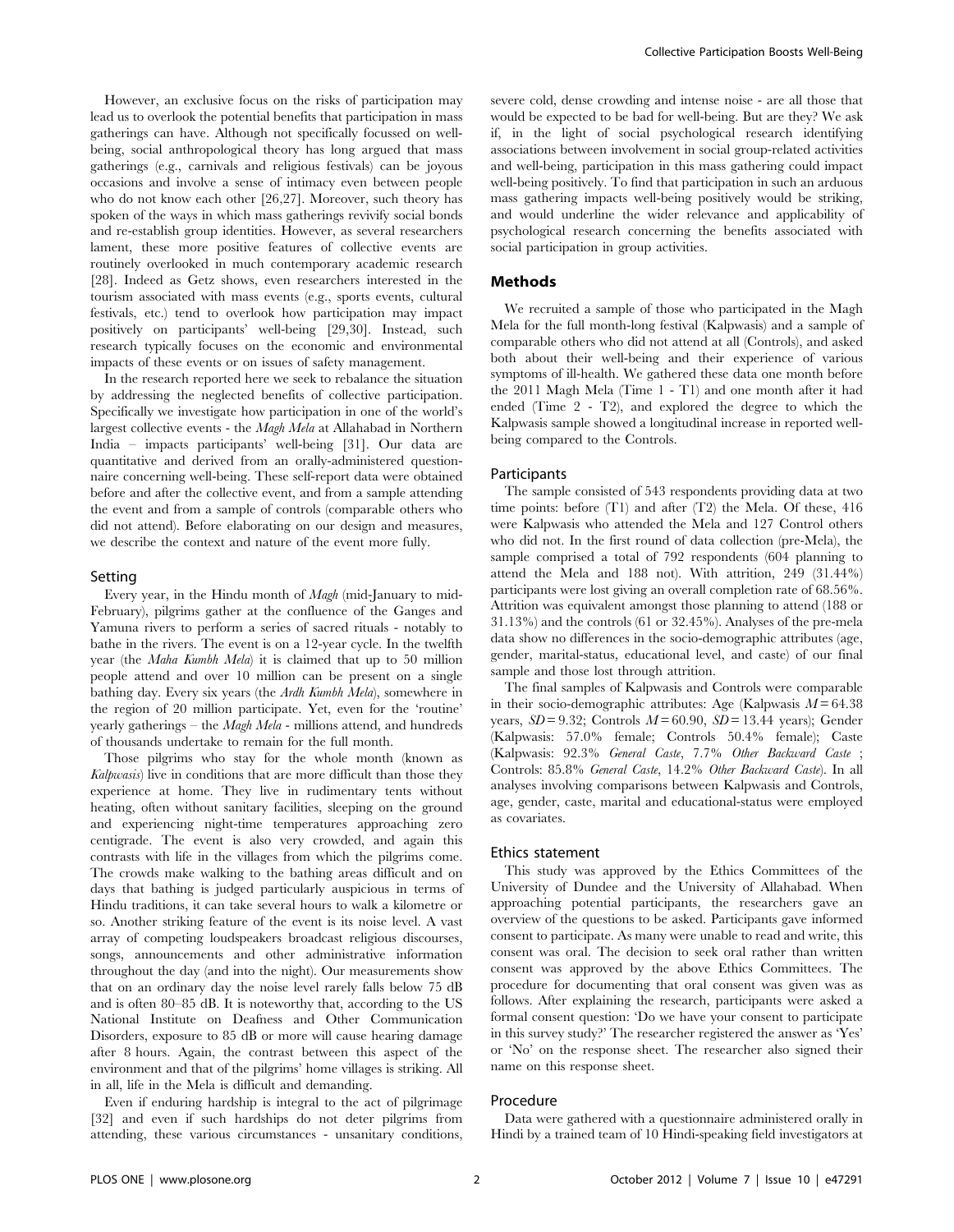However, an exclusive focus on the risks of participation may lead us to overlook the potential benefits that participation in mass gatherings can have. Although not specifically focussed on well-being, social anthropological theory has long argued that mass gatherings (e.g., carnivals and religious festivals) can be joyous occasions and involve a sense of intimacy even between people who do not know each other [26,27]. Moreover, such theory has spoken of the ways in which mass gatherings revivify social bonds and re-establish group identities. However, as several researchers lament, these more positive features of collective events are routinely overlooked in much contemporary academic research [28]. Indeed as Getz shows, even researchers interested in the tourism associated with mass events (e.g., sports events, cultural festivals, etc.) tend to overlook how participation may impact positively on participants' well-being [29,30]. Instead, such research typically focuses on the economic and environmental impacts of these events or on issues of safety management.

In the research reported here we seek to rebalance the situation by addressing the neglected benefits of collective participation. Specifically we investigate how participation in one of the world's largest collective events - the *Magh Mela* at Allahabad in Northern India – impacts participants' well-being [31]. Our data are quantitative and derived from an orally-administered questionnaire concerning well-being. These self-report data were obtained before and after the collective event, and from a sample attending the event and from a sample of controls (comparable others who did not attend). Before elaborating on our design and measures, we describe the context and nature of the event more fully.

### Setting

Every year, in the Hindu month of *Magh* (mid-January to mid-February), pilgrims gather at the confluence of the Ganges and Yamuna rivers to perform a series of sacred rituals - notably to bathe in the rivers. The event is on a 12-year cycle. In the twelfth year (the *Maha Kumbh Mela*) it is claimed that up to 50 million people attend and over 10 million can be present on a single bathing day. Every six years (the *Ardh Kumbh Mela*), somewhere in the region of 20 million participate. Yet, even for the 'routine' yearly gatherings – the *Magh Mela* - millions attend, and hundreds of thousands undertake to remain for the full month.

Those pilgrims who stay for the whole month (known as *Kalpwasis*) live in conditions that are more difficult than those they experience at home. They live in rudimentary tents without heating, often without sanitary facilities, sleeping on the ground and experiencing night-time temperatures approaching zero centigrade. The event is also very crowded, and again this contrasts with life in the villages from which the pilgrims come. The crowds make walking to the bathing areas difficult and on days that bathing is judged particularly auspicious in terms of Hindu traditions, it can take several hours to walk a kilometre or so. Another striking feature of the event is its noise level. A vast array of competing loudspeakers broadcast religious discourses, songs, announcements and other administrative information throughout the day (and into the night). Our measurements show that on an ordinary day the noise level rarely falls below 75 dB and is often 80–85 dB. It is noteworthy that, according to the US National Institute on Deafness and Other Communication Disorders, exposure to 85 dB or more will cause hearing damage after 8 hours. Again, the contrast between this aspect of the environment and that of the pilgrims' home villages is striking. All in all, life in the Mela is difficult and demanding.

Even if enduring hardship is integral to the act of pilgrimage [32] and even if such hardships do not deter pilgrims from attending, these various circumstances - unsanitary conditions, severe cold, dense crowding and intense noise - are all those that would be expected to be bad for well-being. But are they? We ask if, in the light of social psychological research identifying associations between involvement in social group-related activities and well-being, participation in this mass gathering could impact well-being positively. To find that participation in such an arduous mass gathering impacts well-being positively would be striking, and would underline the wider relevance and applicability of psychological research concerning the benefits associated with social participation in group activities.

## Methods

We recruited a sample of those who participated in the Magh Mela for the full month-long festival (Kalpwasis) and a sample of comparable others who did not attend at all (Controls), and asked both about their well-being and their experience of various symptoms of ill-health. We gathered these data one month before the 2011 Magh Mela (Time 1 - T1) and one month after it had ended (Time 2 - T2), and explored the degree to which the Kalpwasis sample showed a longitudinal increase in reported well-being compared to the Controls.

### Participants

The sample consisted of 543 respondents providing data at two time points: before (T1) and after (T2) the Mela. Of these, 416 were Kalpwasis who attended the Mela and 127 Control others who did not. In the first round of data collection (pre-Mela), the sample comprised a total of 792 respondents (604 planning to attend the Mela and 188 not). With attrition, 249 (31.44%) participants were lost giving an overall completion rate of 68.56%. Attrition was equivalent amongst those planning to attend (188 or 31.13%) and the controls (61 or 32.45%). Analyses of the pre-mela data show no differences in the socio-demographic attributes (age, gender, marital-status, educational level, and caste) of our final sample and those lost through attrition.

The final samples of Kalpwasis and Controls were comparable in their socio-demographic attributes: Age (Kalpwasis $M = 64.38$ years, $SD = 9.32$; Controls $M = 60.90$, $SD = 13.44$ years); Gender (Kalpwasis: 57.0% female; Controls 50.4% female); Caste (Kalpwasis: 92.3% *General Caste*, 7.7% *Other Backward Caste* ; Controls: 85.8% *General Caste*, 14.2% *Other Backward Caste*). In all analyses involving comparisons between Kalpwasis and Controls, age, gender, caste, marital and educational-status were employed as covariates.

### Ethics statement

This study was approved by the Ethics Committees of the University of Dundee and the University of Allahabad. When approaching potential participants, the researchers gave an overview of the questions to be asked. Participants gave informed consent to participate. As many were unable to read and write, this consent was oral. The decision to seek oral rather than written consent was approved by the above Ethics Committees. The procedure for documenting that oral consent was given was as follows. After explaining the research, participants were asked a formal consent question: 'Do we have your consent to participate in this survey study?' The researcher registered the answer as 'Yes' or 'No' on the response sheet. The researcher also signed their name on this response sheet.

### Procedure

Data were gathered with a questionnaire administered orally in Hindi by a trained team of 10 Hindi-speaking field investigators at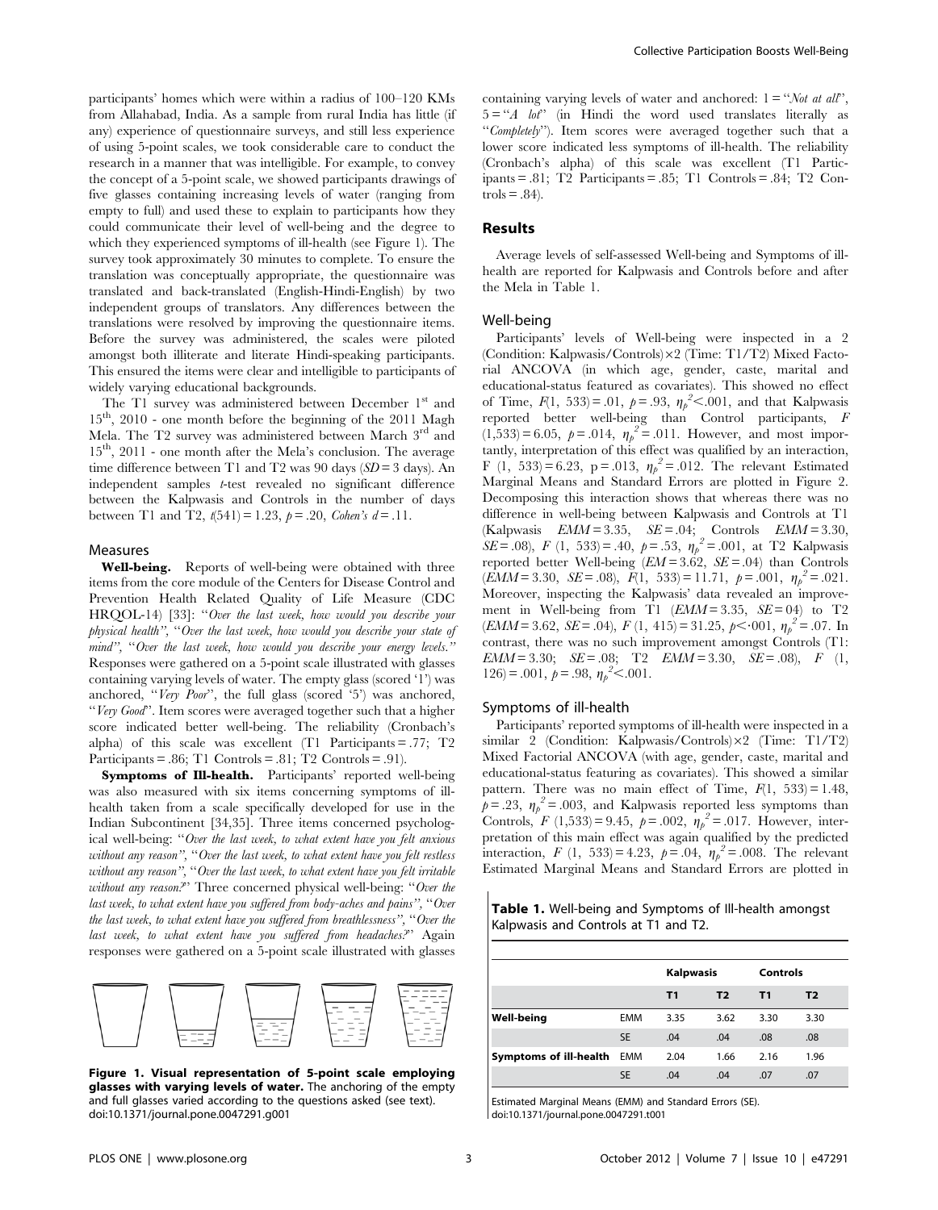participants' homes which were within a radius of 100–120 KMs from Allahabad, India. As a sample from rural India has little (if any) experience of questionnaire surveys, and still less experience of using 5-point scales, we took considerable care to conduct the research in a manner that was intelligible. For example, to convey the concept of a 5-point scale, we showed participants drawings of five glasses containing increasing levels of water (ranging from empty to full) and used these to explain to participants how they could communicate their level of well-being and the degree to which they experienced symptoms of ill-health (see Figure 1). The survey took approximately 30 minutes to complete. To ensure the translation was conceptually appropriate, the questionnaire was translated and back-translated (English-Hindi-English) by two independent groups of translators. Any differences between the translations were resolved by improving the questionnaire items. Before the survey was administered, the scales were piloted amongst both illiterate and literate Hindi-speaking participants. This ensured the items were clear and intelligible to participants of widely varying educational backgrounds.

The T1 survey was administered between December 1st and 15th, 2010 - one month before the beginning of the 2011 Magh Mela. The T2 survey was administered between March 3rd and 15th, 2011 - one month after the Mela's conclusion. The average time difference between T1 and T2 was 90 days (*SD* = 3 days). An independent samples *t*-test revealed no significant difference between the Kalpwasis and Controls in the number of days between T1 and T2, $t(541) = 1.23$, $p = .20$, *Cohen's* $d = .11$.

### Measures

**Well-being.** Reports of well-being were obtained with three items from the core module of the Centers for Disease Control and Prevention Health Related Quality of Life Measure (CDC HRQOL-14) [33]: "*Over the last week, how would you describe your physical health*", "*Over the last week, how would you describe your state of mind*", "*Over the last week, how would you describe your energy levels.*" Responses were gathered on a 5-point scale illustrated with glasses containing varying levels of water. The empty glass (scored '1') was anchored, "*Very Poor*", the full glass (scored '5') was anchored, "*Very Good*". Item scores were averaged together such that a higher score indicated better well-being. The reliability (Cronbach's alpha) of this scale was excellent (T1 Participants = .77; T2 Participants = .86; T1 Controls = .81; T2 Controls = .91).

**Symptoms of Ill-health.** Participants' reported well-being was also measured with six items concerning symptoms of ill-health taken from a scale specifically developed for use in the Indian Subcontinent [34,35]. Three items concerned psychological well-being: "*Over the last week, to what extent have you felt anxious without any reason*", "*Over the last week, to what extent have you felt restless without any reason*", "*Over the last week, to what extent have you felt irritable without any reason?*" Three concerned physical well-being: "*Over the last week, to what extent have you suffered from body-aches and pains*", "*Over the last week, to what extent have you suffered from breathlessness*", "*Over the last week, to what extent have you suffered from headaches?*" Again responses were gathered on a 5-point scale illustrated with glasses containing varying levels of water and anchored: 1 = "*Not at all*", 5 = "*A lot*" (in Hindi the word used translates literally as "*Completely*"). Item scores were averaged together such that a lower score indicated less symptoms of ill-health. The reliability (Cronbach's alpha) of this scale was excellent (T1 Participants = .81; T2 Participants = .85; T1 Controls = .84; T2 Controls = .84).

**Figure 1. Visual representation of 5-point scale employing glasses with varying levels of water.** The anchoring of the empty and full glasses varied according to the questions asked (see text). doi:10.1371/journal.pone.0047291.g001

## Results

Average levels of self-assessed Well-being and Symptoms of ill-health are reported for Kalpwasis and Controls before and after the Mela in Table 1.

### Well-being

Participants' levels of Well-being were inspected in a 2 (Condition: Kalpwasis/Controls)×2 (Time: T1/T2) Mixed Factorial ANCOVA (in which age, gender, caste, marital and educational-status featured as covariates). This showed no effect of Time, $F(1, 533) = .01$, $p = .93$, $\eta_p^2 < .001$, and that Kalpwasis reported better well-being than Control participants, $F(1,533) = 6.05$, $p = .014$, $\eta_p^2 = .011$. However, and most importantly, interpretation of this effect was qualified by an interaction, $F(1, 533) = 6.23$, $p = .013$, $\eta_p^2 = .012$. The relevant Estimated Marginal Means and Standard Errors are plotted in Figure 2. Decomposing this interaction shows that whereas there was no difference in well-being between Kalpwasis and Controls at T1 (Kalpwasis *EMM* = 3.35, *SE* = .04; Controls *EMM* = 3.30, *SE* = .08), $F(1, 533) = .40$, $p = .53$, $\eta_p^2 = .001$, at T2 Kalpwasis reported better Well-being (*EM* = 3.62, *SE* = .04) than Controls (*EMM* = 3.30, *SE* = .08), $F(1, 533) = 11.71$, $p = .001$, $\eta_p^2 = .021$. Moreover, inspecting the Kalpwasis' data revealed an improvement in Well-being from T1 (*EMM* = 3.35, *SE* = 04) to T2 (*EMM* = 3.62, *SE* = .04), $F(1, 415) = 31.25$, $p < .001$, $\eta_p^2 = .07$. In contrast, there was no such improvement amongst Controls (T1: *EMM* = 3.30; *SE* = .08; T2 *EMM* = 3.30, *SE* = .08), $F(1, 126) = .001$, $p = .98$, $\eta_p^2 < .001$.

### Symptoms of ill-health

Participants' reported symptoms of ill-health were inspected in a similar 2 (Condition: Kalpwasis/Controls)×2 (Time: T1/T2) Mixed Factorial ANCOVA (with age, gender, caste, marital and educational-status featuring as covariates). This showed a similar pattern. There was no main effect of Time, $F(1, 533) = 1.48$, $p = .23$, $\eta_p^2 = .003$, and Kalpwasis reported less symptoms than Controls, $F(1,533) = 9.45$, $p = .002$, $\eta_p^2 = .017$. However, interpretation of this main effect was again qualified by the predicted interaction, $F(1, 533) = 4.23$, $p = .04$, $\eta_p^2 = .008$. The relevant Estimated Marginal Means and Standard Errors are plotted in

**Table 1.** Well-being and Symptoms of Ill-health amongst Kalpwasis and Controls at T1 and T2.

| | | Kalpwasis | | Controls | |
|---|---|---|---|---|---|
| | | **T1** | **T2** | **T1** | **T2** |
| **Well-being** | EMM | 3.35 | 3.62 | 3.30 | 3.30 |
| | SE | .04 | .04 | .08 | .08 |
| **Symptoms of ill-health** | EMM | 2.04 | 1.66 | 2.16 | 1.96 |
| | SE | .04 | .04 | .07 | .07 |

Estimated Marginal Means (EMM) and Standard Errors (SE).
doi:10.1371/journal.pone.0047291.t001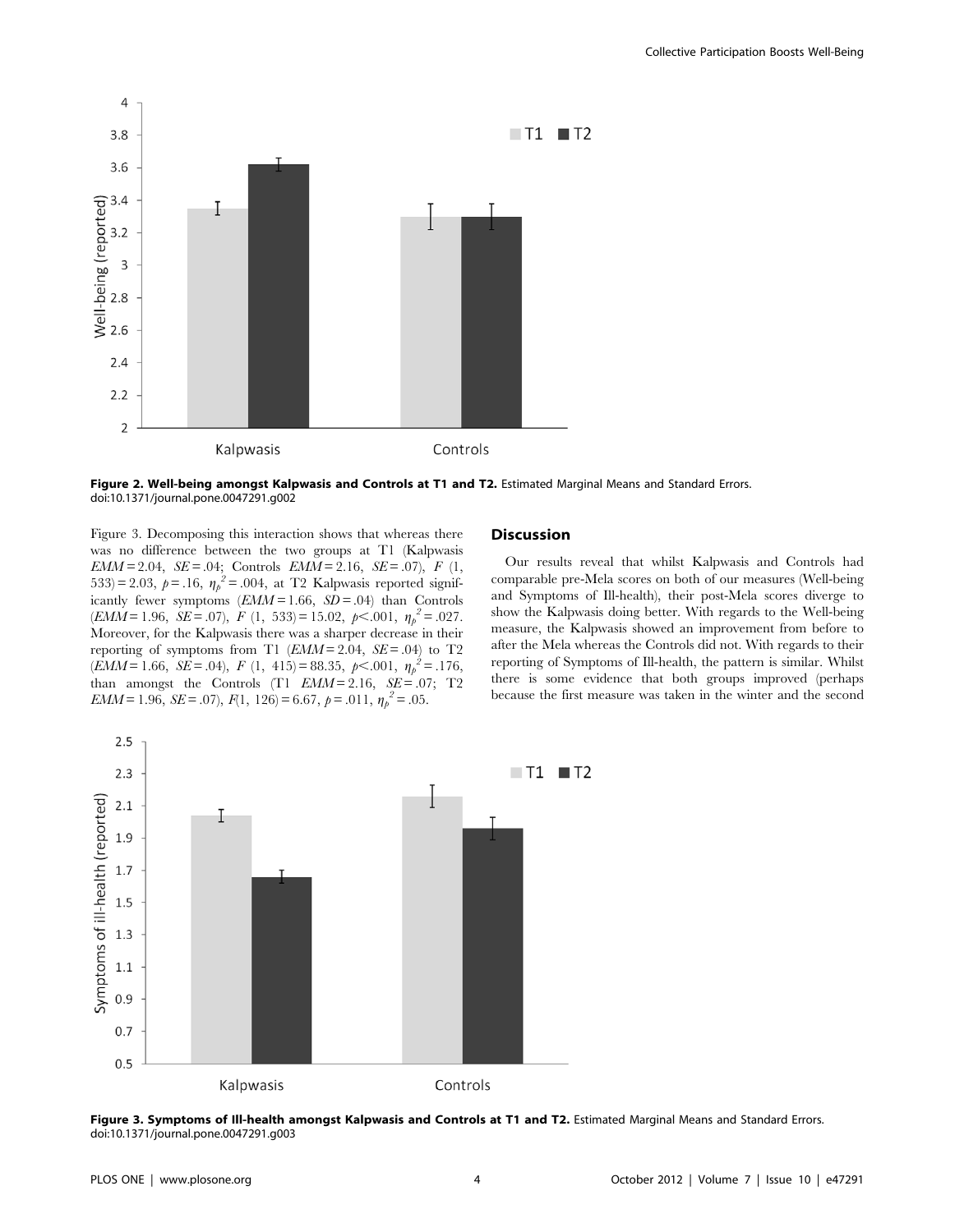Figure 2. Well-being amongst Kalpwasis and Controls at T1 and T2. Estimated Marginal Means and Standard Errors.
doi:10.1371/journal.pone.0047291.g002

Figure 3. Decomposing this interaction shows that whereas there was no difference between the two groups at T1 (Kalpwasis $EMM = 2.04$, $SE = .04$; Controls $EMM = 2.16$, $SE = .07$), $F$ (1, 533) = 2.03, $p = .16$, $\eta_p^2 = .004$, at T2 Kalpwasis reported significantly fewer symptoms ($EMM = 1.66$, $SD = .04$) than Controls ($EMM = 1.96$, $SE = .07$), $F$ (1, 533) = 15.02, $p < .001$, $\eta_p^2 = .027$. Moreover, for the Kalpwasis there was a sharper decrease in their reporting of symptoms from T1 ($EMM = 2.04$, $SE = .04$) to T2 ($EMM = 1.66$, $SE = .04$), $F$ (1, 415) = 88.35, $p < .001$, $\eta_p^2 = .176$, than amongst the Controls (T1 $EMM = 2.16$, $SE = .07$; T2 $EMM = 1.96$, $SE = .07$), $F(1, 126) = 6.67$, $p = .011$, $\eta_p^2 = .05$.

## Discussion

Our results reveal that whilst Kalpwasis and Controls had comparable pre-Mela scores on both of our measures (Well-being and Symptoms of Ill-health), their post-Mela scores diverge to show the Kalpwasis doing better. With regards to the Well-being measure, the Kalpwasis showed an improvement from before to after the Mela whereas the Controls did not. With regards to their reporting of Symptoms of Ill-health, the pattern is similar. Whilst there is some evidence that both groups improved (perhaps because the first measure was taken in the winter and the second

Figure 3. Symptoms of Ill-health amongst Kalpwasis and Controls at T1 and T2. Estimated Marginal Means and Standard Errors.
doi:10.1371/journal.pone.0047291.g003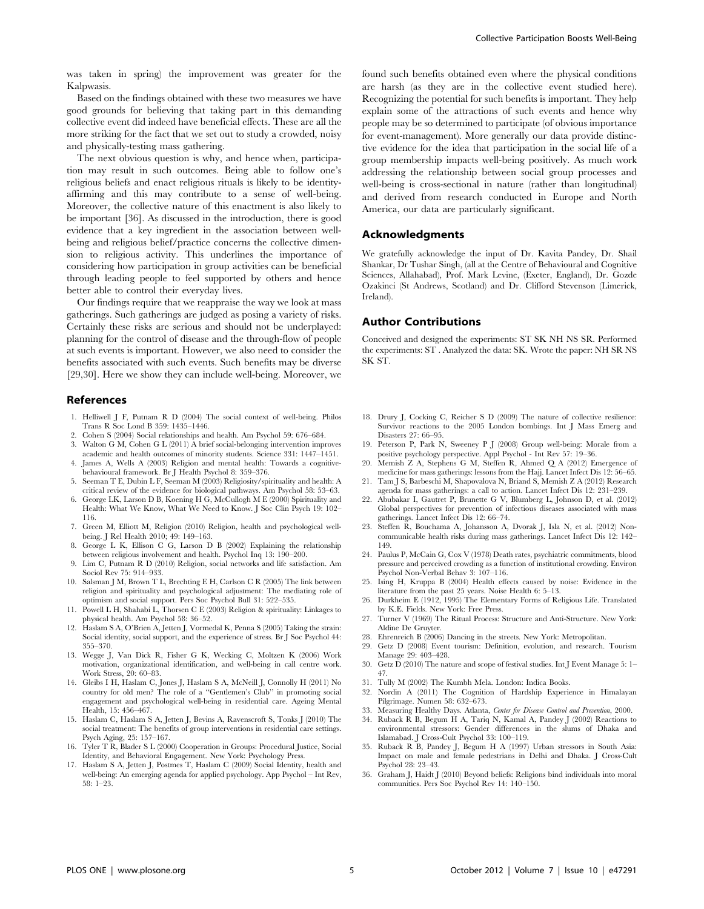was taken in spring) the improvement was greater for the Kalpwasis.

Based on the findings obtained with these two measures we have good grounds for believing that taking part in this demanding collective event did indeed have beneficial effects. These are all the more striking for the fact that we set out to study a crowded, noisy and physically-testing mass gathering.

The next obvious question is why, and hence when, participation may result in such outcomes. Being able to follow one's religious beliefs and enact religious rituals is likely to be identity-affirming and this may contribute to a sense of well-being. Moreover, the collective nature of this enactment is also likely to be important [36]. As discussed in the introduction, there is good evidence that a key ingredient in the association between well-being and religious belief/practice concerns the collective dimension to religious activity. This underlines the importance of considering how participation in group activities can be beneficial through leading people to feel supported by others and hence better able to control their everyday lives.

Our findings require that we reappraise the way we look at mass gatherings. Such gatherings are judged as posing a variety of risks. Certainly these risks are serious and should not be underplayed: planning for the control of disease and the through-flow of people at such events is important. However, we also need to consider the benefits associated with such events. Such benefits may be diverse [29,30]. Here we show they can include well-being. Moreover, we found such benefits obtained even where the physical conditions are harsh (as they are in the collective event studied here). Recognizing the potential for such benefits is important. They help explain some of the attractions of such events and hence why people may be so determined to participate (of obvious importance for event-management). More generally our data provide distinctive evidence for the idea that participation in the social life of a group membership impacts well-being positively. As much work addressing the relationship between social group processes and well-being is cross-sectional in nature (rather than longitudinal) and derived from research conducted in Europe and North America, our data are particularly significant.

## Acknowledgments

We gratefully acknowledge the input of Dr. Kavita Pandey, Dr. Shail Shankar, Dr Tushar Singh, (all at the Centre of Behavioural and Cognitive Sciences, Allahabad), Prof. Mark Levine, (Exeter, England), Dr. Gozde Ozakinci (St Andrews, Scotland) and Dr. Clifford Stevenson (Limerick, Ireland).

## Author Contributions

Conceived and designed the experiments: ST SK NH NS SR. Performed the experiments: ST . Analyzed the data: SK. Wrote the paper: NH SR NS SK ST.

## References

1. Helliwell J F, Putnam R D (2004) The social context of well-being. Philos Trans R Soc Lond B 359: 1435–1446.
2. Cohen S (2004) Social relationships and health. Am Psychol 59: 676–684.
3. Walton G M, Cohen G L (2011) A brief social-belonging intervention improves academic and health outcomes of minority students. Science 331: 1447–1451.
4. James A, Wells A (2003) Religion and mental health: Towards a cognitive-behavioural framework. Br J Health Psychol 8: 359–376.
5. Seeman T E, Dubin L F, Seeman M (2003) Religiosity/spirituality and health: A critical review of the evidence for biological pathways. Am Psychol 58: 53–63.
6. George LK, Larson D B, Koening H G, McCullogh M E (2000) Spirituality and Health: What We Know, What We Need to Know. J Soc Clin Psych 19: 102–116.
7. Green M, Elliott M, Religion (2010) Religion, health and psychological well-being. J Rel Health 2010; 49: 149–163.
8. George L K, Ellison C G, Larson D B (2002) Explaining the relationship between religious involvement and health. Psychol Inq 13: 190–200.
9. Lim C, Putnam R D (2010) Religion, social networks and life satisfaction. Am Sociol Rev 75: 914–933.
10. Salsman J M, Brown T L, Brechting E H, Carlson C R (2005) The link between religion and spirituality and psychological adjustment: The mediating role of optimism and social support. Pers Soc Psychol Bull 31: 522–535.
11. Powell L H, Shahabi L, Thorsen C E (2003) Religion & spirituality: Linkages to physical health. Am Psychol 58: 36–52.
12. Haslam S A, O'Brien A, Jetten J, Vormedal K, Penna S (2005) Taking the strain: Social identity, social support, and the experience of stress. Br J Soc Psychol 44: 355–370.
13. Wegge J, Van Dick R, Fisher G K, Wecking C, Moltzen K (2006) Work motivation, organizational identification, and well-being in call centre work. Work Stress, 20: 60–83.
14. Gleibs I H, Haslam C, Jones J, Haslam S A, McNeill J, Connolly H (2011) No country for old men? The role of a "Gentlemen's Club" in promoting social engagement and psychological well-being in residential care. Ageing Mental Health, 15: 456–467.
15. Haslam C, Haslam S A, Jetten J, Bevins A, Ravenscroft S, Tonks J (2010) The social treatment: The benefits of group interventions in residential care settings. Psych Aging, 25: 157–167.
16. Tyler T R, Blader S L (2000) Cooperation in Groups: Procedural Justice, Social Identity, and Behavioral Engagement. New York: Psychology Press.
17. Haslam S A, Jetten J, Postmes T, Haslam C (2009) Social Identity, health and well-being: An emerging agenda for applied psychology. App Psychol – Int Rev, 58: 1–23.
18. Drury J, Cocking C, Reicher S D (2009) The nature of collective resilience: Survivor reactions to the 2005 London bombings. Int J Mass Emerg and Disasters 27: 66–95.
19. Peterson P, Park N, Sweeney P J (2008) Group well-being: Morale from a positive psychology perspective. Appl Psychol - Int Rev 57: 19–36.
20. Memish Z A, Stephens G M, Steffen R, Ahmed Q A (2012) Emergence of medicine for mass gatherings: lessons from the Hajj. Lancet Infect Dis 12: 56–65.
21. Tam J S, Barbeschi M, Shapovalova N, Briand S, Memish Z A (2012) Research agenda for mass gatherings: a call to action. Lancet Infect Dis 12: 231–239.
22. Abubakar I, Gautret P, Brunette G V, Blumberg L, Johnson D, et al. (2012) Global perspectives for prevention of infectious diseases associated with mass gatherings. Lancet Infect Dis 12: 66–74.
23. Steffen R, Bouchama A, Johansson A, Dvorak J, Isla N, et al. (2012) Non-communicable health risks during mass gatherings. Lancet Infect Dis 12: 142–149.
24. Paulus P, McCain G, Cox V (1978) Death rates, psychiatric commitments, blood pressure and perceived crowding as a function of institutional crowding. Environ Psychol Non-Verbal Behav 3: 107–116.
25. Ising H, Kruppa B (2004) Health effects caused by noise: Evidence in the literature from the past 25 years. Noise Health 6: 5–13.
26. Durkheim E (1912, 1995) The Elementary Forms of Religious Life. Translated by K.E. Fields. New York: Free Press.
27. Turner V (1969) The Ritual Process: Structure and Anti-Structure. New York: Aldine De Gruyter.
28. Ehrenreich B (2006) Dancing in the streets. New York: Metropolitan.
29. Getz D (2008) Event tourism: Definition, evolution, and research. Tourism Manage 29: 403–428.
30. Getz D (2010) The nature and scope of festival studies. Int J Event Manage 5: 1–47.
31. Tully M (2002) The Kumbh Mela. London: Indica Books.
32. Nordin A (2011) The Cognition of Hardship Experience in Himalayan Pilgrimage. Numen 58: 632–673.
33. Measuring Healthy Days. Atlanta, *Center for Disease Control and Prevention*, 2000.
34. Ruback R B, Begum H A, Tariq N, Kamal A, Pandey J (2002) Reactions to environmental stressors: Gender differences in the slums of Dhaka and Islamabad. J Cross-Cult Psychol 33: 100–119.
35. Ruback R B, Pandey J, Begum H A (1997) Urban stressors in South Asia: Impact on male and female pedestrians in Delhi and Dhaka. J Cross-Cult Psychol 28: 23–43.
36. Graham J, Haidt J (2010) Beyond beliefs: Religions bind individuals into moral communities. Pers Soc Psychol Rev 14: 140–150.